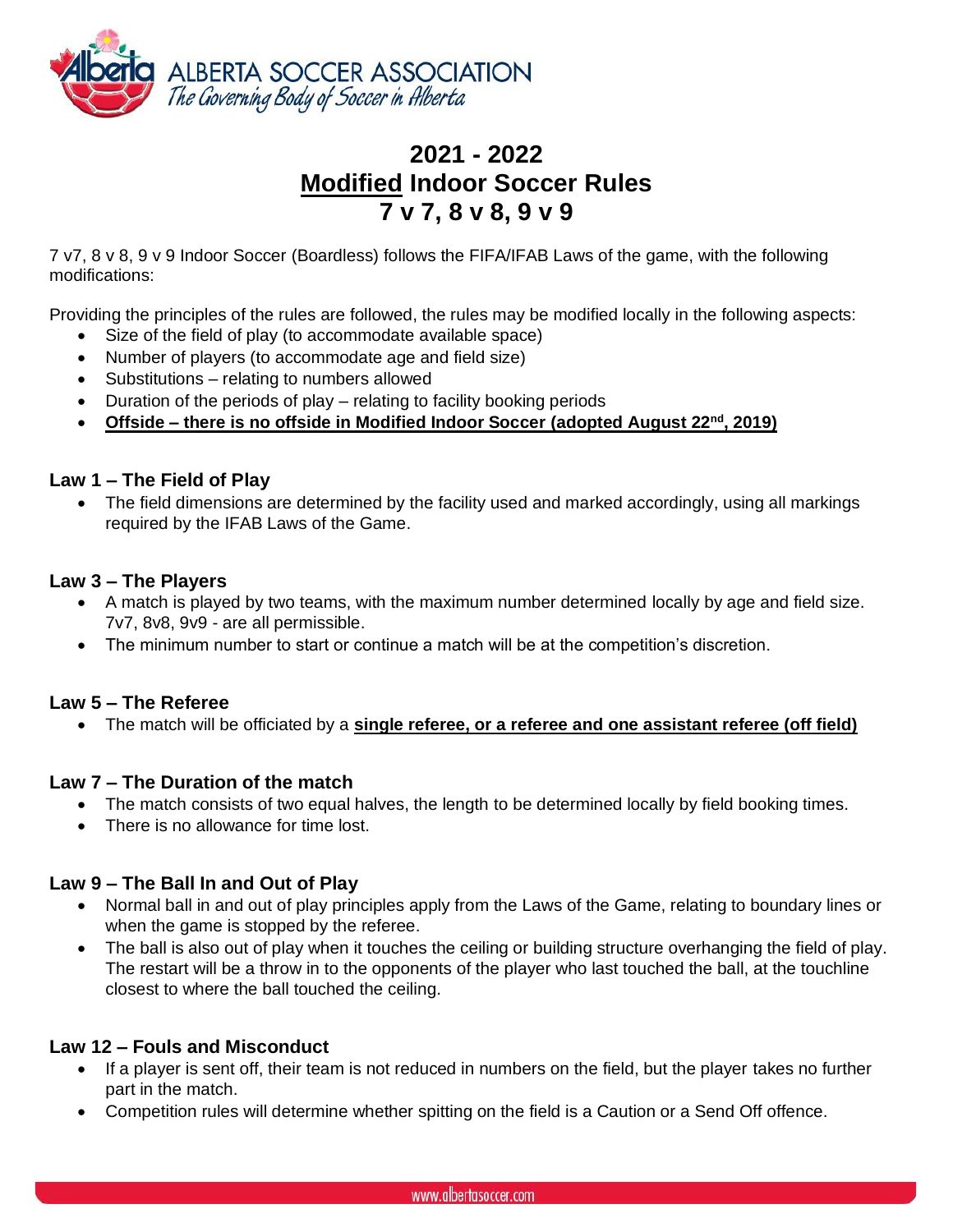ALBERTA SOCCER ASSOCIATION
*The Governing Body of Soccer in Alberta*

# 2021 - 2022
# Modified Indoor Soccer Rules
# 7 v 7, 8 v 8, 9 v 9

7 v7, 8 v 8, 9 v 9 Indoor Soccer (Boardless) follows the FIFA/IFAB Laws of the game, with the following modifications:

Providing the principles of the rules are followed, the rules may be modified locally in the following aspects:

- Size of the field of play (to accommodate available space)
- Number of players (to accommodate age and field size)
- Substitutions – relating to numbers allowed
- Duration of the periods of play – relating to facility booking periods
- **Offside – there is no offside in Modified Indoor Soccer (adopted August 22nd, 2019)**

### Law 1 – The Field of Play

- The field dimensions are determined by the facility used and marked accordingly, using all markings required by the IFAB Laws of the Game.

### Law 3 – The Players

- A match is played by two teams, with the maximum number determined locally by age and field size. 7v7, 8v8, 9v9 - are all permissible.
- The minimum number to start or continue a match will be at the competition's discretion.

### Law 5 – The Referee

- The match will be officiated by a **single referee, or a referee and one assistant referee (off field)**

### Law 7 – The Duration of the match

- The match consists of two equal halves, the length to be determined locally by field booking times.
- There is no allowance for time lost.

### Law 9 – The Ball In and Out of Play

- Normal ball in and out of play principles apply from the Laws of the Game, relating to boundary lines or when the game is stopped by the referee.
- The ball is also out of play when it touches the ceiling or building structure overhanging the field of play. The restart will be a throw in to the opponents of the player who last touched the ball, at the touchline closest to where the ball touched the ceiling.

### Law 12 – Fouls and Misconduct

- If a player is sent off, their team is not reduced in numbers on the field, but the player takes no further part in the match.
- Competition rules will determine whether spitting on the field is a Caution or a Send Off offence.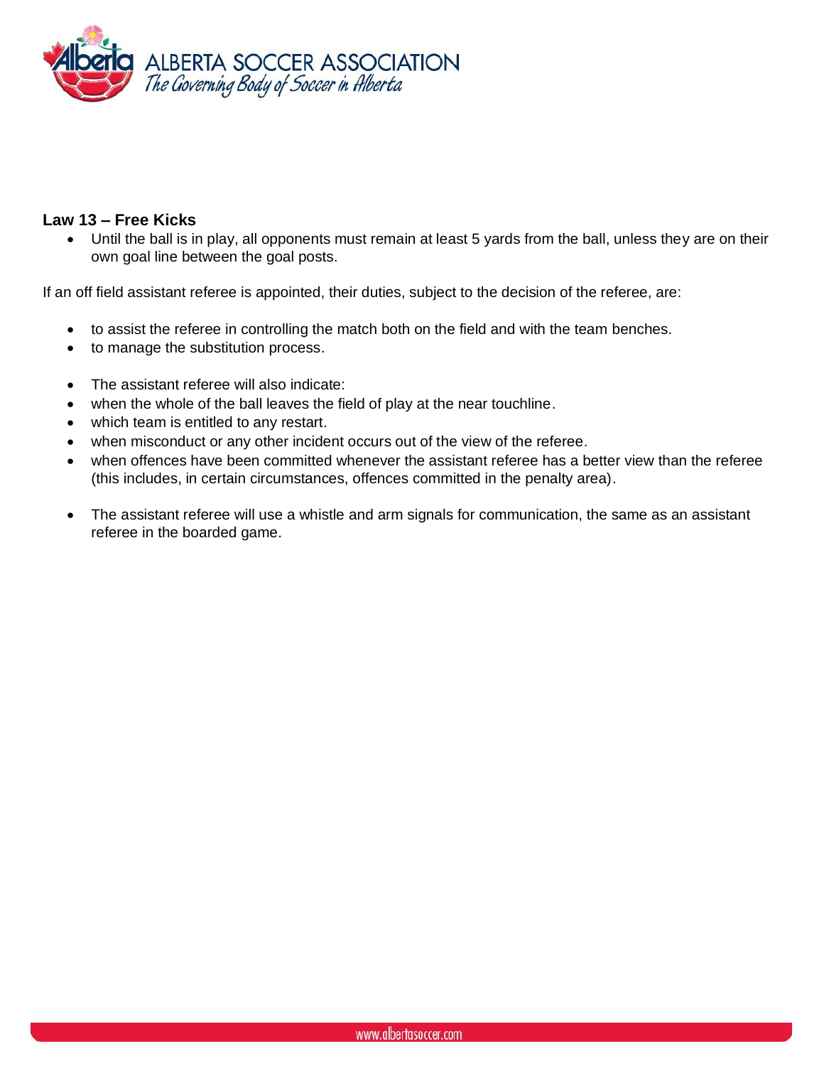**Law 13 – Free Kicks**

- Until the ball is in play, all opponents must remain at least 5 yards from the ball, unless they are on their own goal line between the goal posts.

If an off field assistant referee is appointed, their duties, subject to the decision of the referee, are:

- to assist the referee in controlling the match both on the field and with the team benches.
- to manage the substitution process.

- The assistant referee will also indicate:
- when the whole of the ball leaves the field of play at the near touchline.
- which team is entitled to any restart.
- when misconduct or any other incident occurs out of the view of the referee.
- when offences have been committed whenever the assistant referee has a better view than the referee (this includes, in certain circumstances, offences committed in the penalty area).

- The assistant referee will use a whistle and arm signals for communication, the same as an assistant referee in the boarded game.